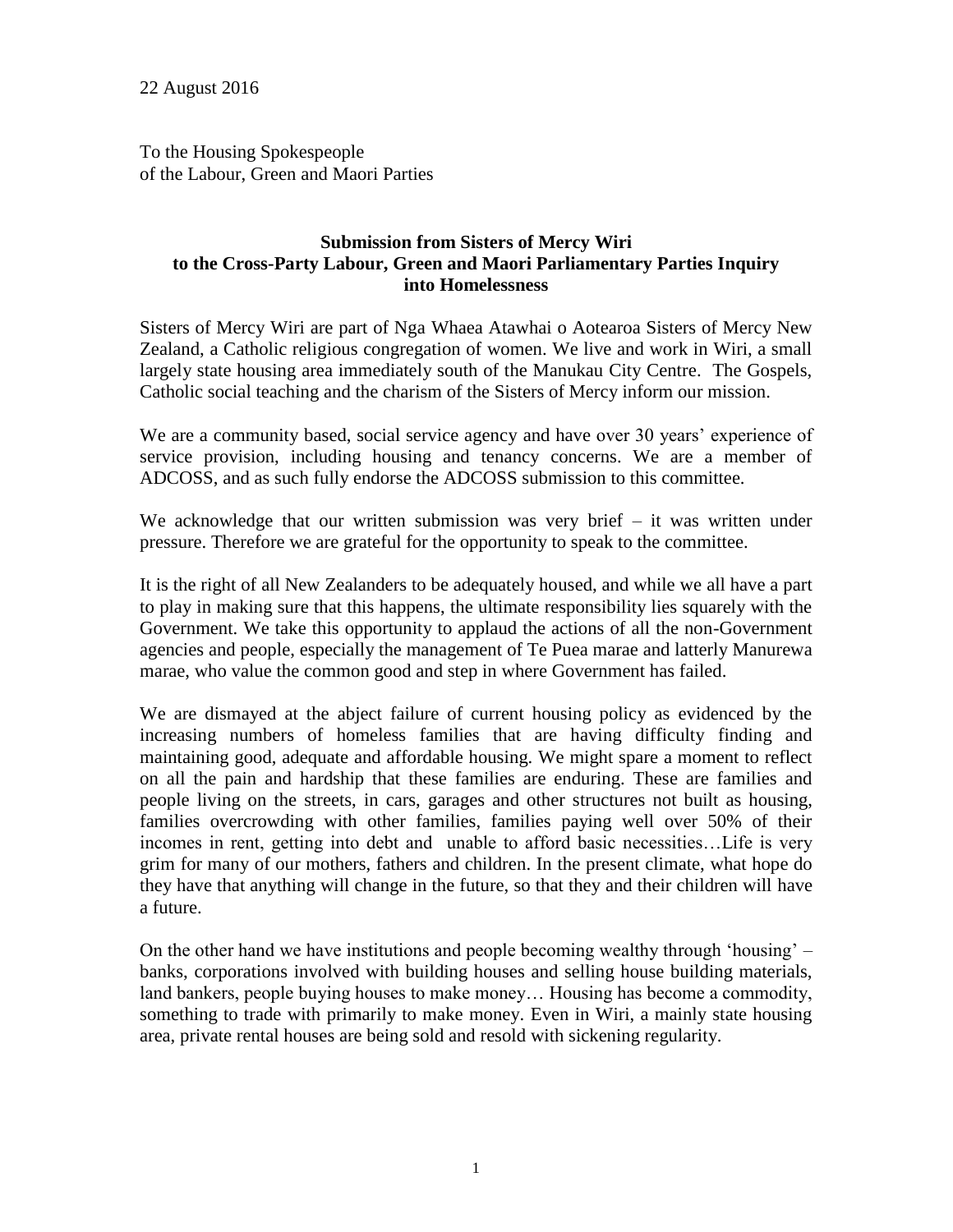22 August 2016

To the Housing Spokespeople
of the Labour, Green and Maori Parties

**Submission from Sisters of Mercy Wiri to the Cross-Party Labour, Green and Maori Parliamentary Parties Inquiry into Homelessness**

Sisters of Mercy Wiri are part of Nga Whaea Atawhai o Aotearoa Sisters of Mercy New Zealand, a Catholic religious congregation of women. We live and work in Wiri, a small largely state housing area immediately south of the Manukau City Centre. The Gospels, Catholic social teaching and the charism of the Sisters of Mercy inform our mission.

We are a community based, social service agency and have over 30 years' experience of service provision, including housing and tenancy concerns. We are a member of ADCOSS, and as such fully endorse the ADCOSS submission to this committee.

We acknowledge that our written submission was very brief – it was written under pressure. Therefore we are grateful for the opportunity to speak to the committee.

It is the right of all New Zealanders to be adequately housed, and while we all have a part to play in making sure that this happens, the ultimate responsibility lies squarely with the Government. We take this opportunity to applaud the actions of all the non-Government agencies and people, especially the management of Te Puea marae and latterly Manurewa marae, who value the common good and step in where Government has failed.

We are dismayed at the abject failure of current housing policy as evidenced by the increasing numbers of homeless families that are having difficulty finding and maintaining good, adequate and affordable housing. We might spare a moment to reflect on all the pain and hardship that these families are enduring. These are families and people living on the streets, in cars, garages and other structures not built as housing, families overcrowding with other families, families paying well over 50% of their incomes in rent, getting into debt and unable to afford basic necessities…Life is very grim for many of our mothers, fathers and children. In the present climate, what hope do they have that anything will change in the future, so that they and their children will have a future.

On the other hand we have institutions and people becoming wealthy through 'housing' – banks, corporations involved with building houses and selling house building materials, land bankers, people buying houses to make money… Housing has become a commodity, something to trade with primarily to make money. Even in Wiri, a mainly state housing area, private rental houses are being sold and resold with sickening regularity.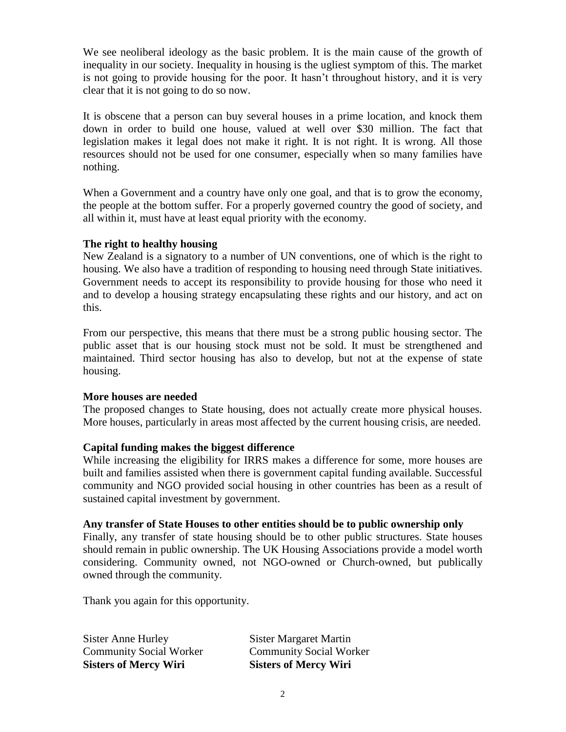We see neoliberal ideology as the basic problem. It is the main cause of the growth of inequality in our society. Inequality in housing is the ugliest symptom of this. The market is not going to provide housing for the poor. It hasn't throughout history, and it is very clear that it is not going to do so now.

It is obscene that a person can buy several houses in a prime location, and knock them down in order to build one house, valued at well over $30 million. The fact that legislation makes it legal does not make it right. It is not right. It is wrong. All those resources should not be used for one consumer, especially when so many families have nothing.

When a Government and a country have only one goal, and that is to grow the economy, the people at the bottom suffer. For a properly governed country the good of society, and all within it, must have at least equal priority with the economy.

**The right to healthy housing**

New Zealand is a signatory to a number of UN conventions, one of which is the right to housing. We also have a tradition of responding to housing need through State initiatives. Government needs to accept its responsibility to provide housing for those who need it and to develop a housing strategy encapsulating these rights and our history, and act on this.

From our perspective, this means that there must be a strong public housing sector. The public asset that is our housing stock must not be sold. It must be strengthened and maintained. Third sector housing has also to develop, but not at the expense of state housing.

**More houses are needed**

The proposed changes to State housing, does not actually create more physical houses. More houses, particularly in areas most affected by the current housing crisis, are needed.

**Capital funding makes the biggest difference**

While increasing the eligibility for IRRS makes a difference for some, more houses are built and families assisted when there is government capital funding available. Successful community and NGO provided social housing in other countries has been as a result of sustained capital investment by government.

**Any transfer of State Houses to other entities should be to public ownership only**

Finally, any transfer of state housing should be to other public structures. State houses should remain in public ownership. The UK Housing Associations provide a model worth considering. Community owned, not NGO-owned or Church-owned, but publically owned through the community.

Thank you again for this opportunity.

Sister Anne Hurley
Community Social Worker
**Sisters of Mercy Wiri**

Sister Margaret Martin
Community Social Worker
**Sisters of Mercy Wiri**